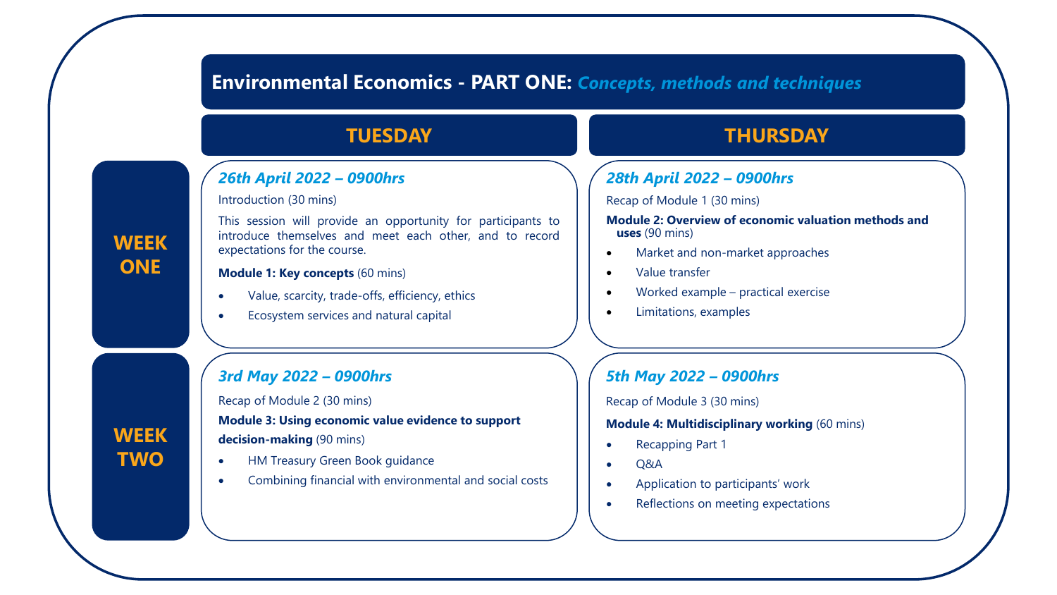# Environmental Economics - PART ONE: *Concepts, methods and techniques*

## WEEK ONE

### TUESDAY

#### *26th April 2022 – 0900hrs*

Introduction (30 mins)

This session will provide an opportunity for participants to introduce themselves and meet each other, and to record expectations for the course.

**Module 1: Key concepts** (60 mins)

- Value, scarcity, trade-offs, efficiency, ethics
- Ecosystem services and natural capital

### THURSDAY

#### *28th April 2022 – 0900hrs*

Recap of Module 1 (30 mins)

**Module 2: Overview of economic valuation methods and uses** (90 mins)

- Market and non-market approaches
- Value transfer
- Worked example – practical exercise
- Limitations, examples

## WEEK TWO

### TUESDAY

#### *3rd May 2022 – 0900hrs*

Recap of Module 2 (30 mins)

**Module 3: Using economic value evidence to support decision-making** (90 mins)

- HM Treasury Green Book guidance
- Combining financial with environmental and social costs

### THURSDAY

#### *5th May 2022 – 0900hrs*

Recap of Module 3 (30 mins)

**Module 4: Multidisciplinary working** (60 mins)

- Recapping Part 1
- Q&A
- Application to participants' work
- Reflections on meeting expectations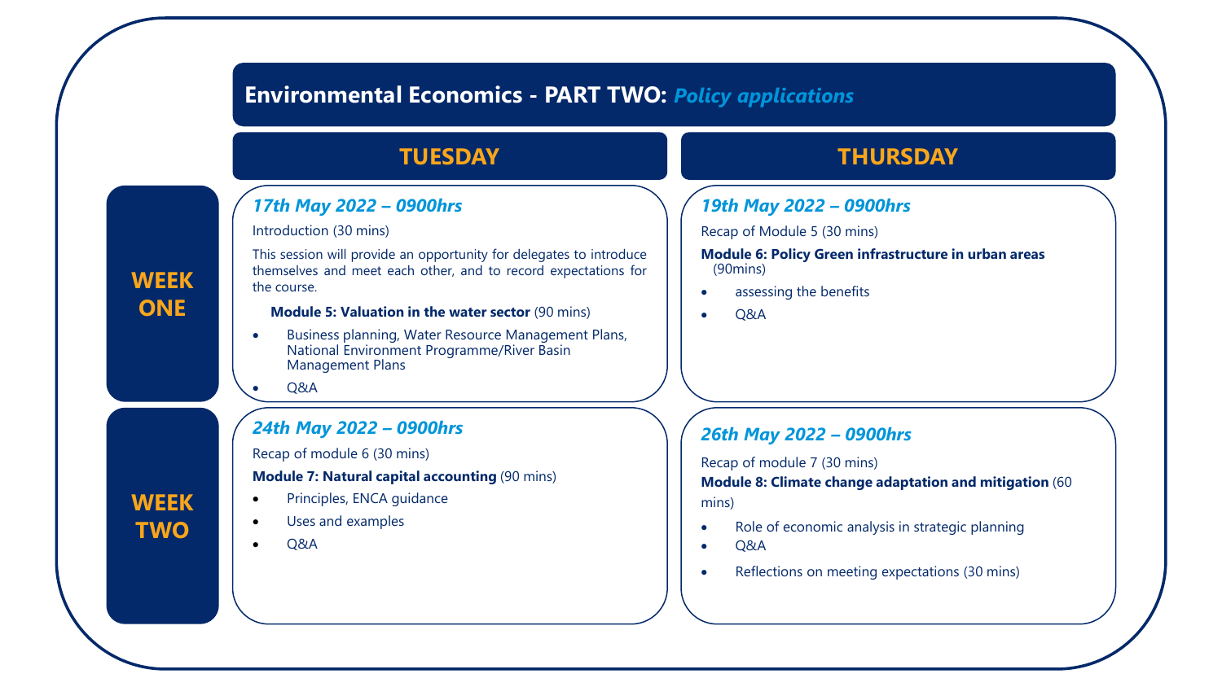# Environmental Economics - PART TWO: *Policy applications*

## WEEK ONE

### TUESDAY

***17th May 2022 – 0900hrs***

Introduction (30 mins)

This session will provide an opportunity for delegates to introduce themselves and meet each other, and to record expectations for the course.

**Module 5: Valuation in the water sector** (90 mins)

- Business planning, Water Resource Management Plans, National Environment Programme/River Basin Management Plans
- Q&A

### THURSDAY

***19th May 2022 – 0900hrs***

Recap of Module 5 (30 mins)

**Module 6: Policy Green infrastructure in urban areas** (90mins)

- assessing the benefits
- Q&A

## WEEK TWO

### TUESDAY

***24th May 2022 – 0900hrs***

Recap of module 6 (30 mins)

**Module 7: Natural capital accounting** (90 mins)

- Principles, ENCA guidance
- Uses and examples
- Q&A

### THURSDAY

***26th May 2022 – 0900hrs***

Recap of module 7 (30 mins)

**Module 8: Climate change adaptation and mitigation** (60 mins)

- Role of economic analysis in strategic planning
- Q&A
- Reflections on meeting expectations (30 mins)